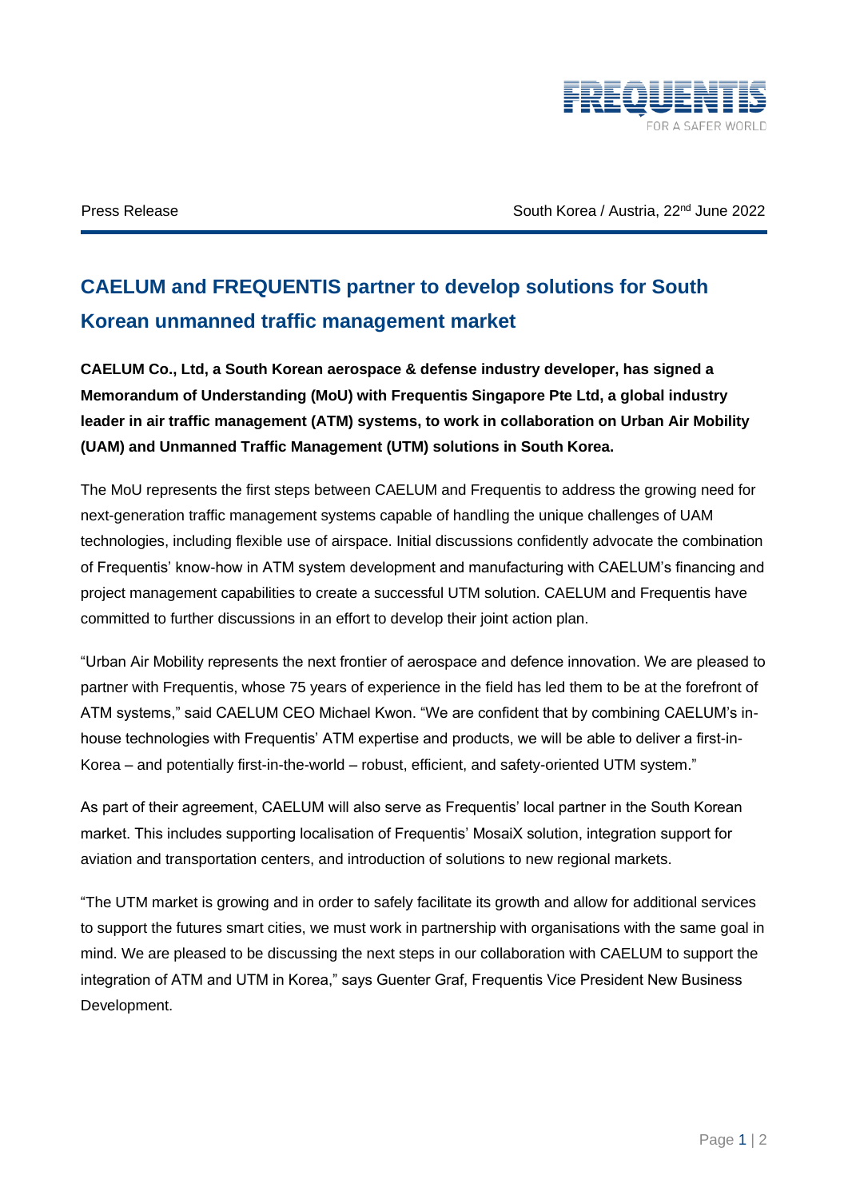Press Release

South Korea / Austria, 22nd June 2022

# CAELUM and FREQUENTIS partner to develop solutions for South Korean unmanned traffic management market

**CAELUM Co., Ltd, a South Korean aerospace & defense industry developer, has signed a Memorandum of Understanding (MoU) with Frequentis Singapore Pte Ltd, a global industry leader in air traffic management (ATM) systems, to work in collaboration on Urban Air Mobility (UAM) and Unmanned Traffic Management (UTM) solutions in South Korea.**

The MoU represents the first steps between CAELUM and Frequentis to address the growing need for next-generation traffic management systems capable of handling the unique challenges of UAM technologies, including flexible use of airspace. Initial discussions confidently advocate the combination of Frequentis' know-how in ATM system development and manufacturing with CAELUM's financing and project management capabilities to create a successful UTM solution. CAELUM and Frequentis have committed to further discussions in an effort to develop their joint action plan.

"Urban Air Mobility represents the next frontier of aerospace and defence innovation. We are pleased to partner with Frequentis, whose 75 years of experience in the field has led them to be at the forefront of ATM systems," said CAELUM CEO Michael Kwon. "We are confident that by combining CAELUM's in-house technologies with Frequentis' ATM expertise and products, we will be able to deliver a first-in-Korea – and potentially first-in-the-world – robust, efficient, and safety-oriented UTM system."

As part of their agreement, CAELUM will also serve as Frequentis' local partner in the South Korean market. This includes supporting localisation of Frequentis' MosaiX solution, integration support for aviation and transportation centers, and introduction of solutions to new regional markets.

"The UTM market is growing and in order to safely facilitate its growth and allow for additional services to support the futures smart cities, we must work in partnership with organisations with the same goal in mind. We are pleased to be discussing the next steps in our collaboration with CAELUM to support the integration of ATM and UTM in Korea," says Guenter Graf, Frequentis Vice President New Business Development.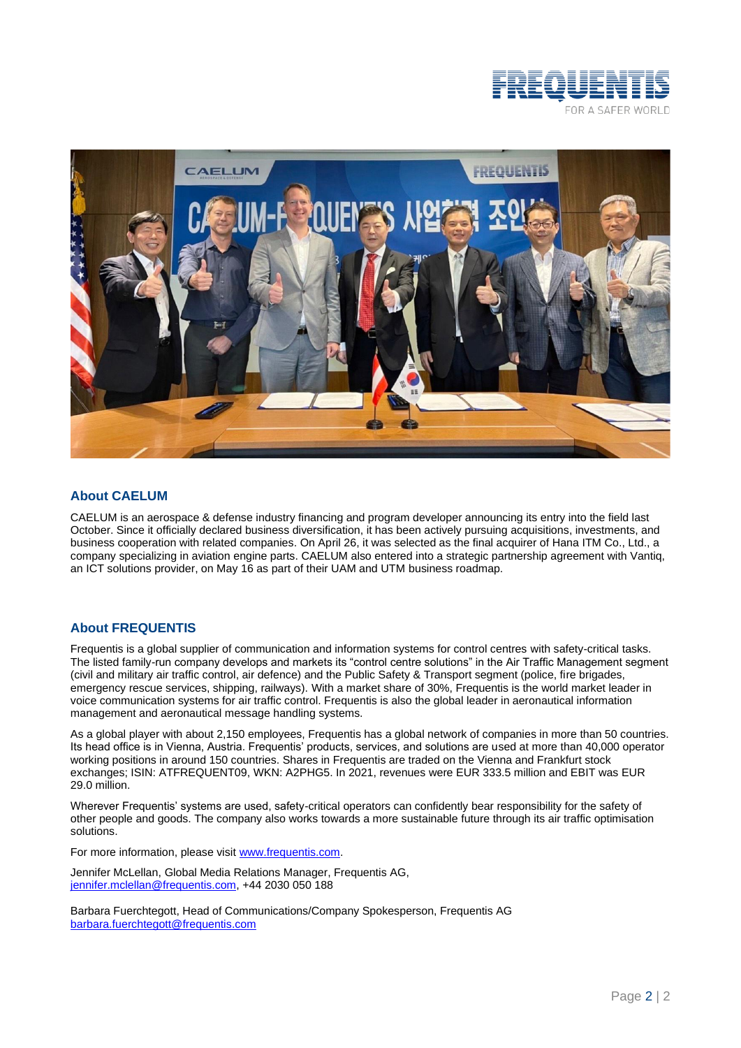## About CAELUM

CAELUM is an aerospace & defense industry financing and program developer announcing its entry into the field last October. Since it officially declared business diversification, it has been actively pursuing acquisitions, investments, and business cooperation with related companies. On April 26, it was selected as the final acquirer of Hana ITM Co., Ltd., a company specializing in aviation engine parts. CAELUM also entered into a strategic partnership agreement with Vantiq, an ICT solutions provider, on May 16 as part of their UAM and UTM business roadmap.

## About FREQUENTIS

Frequentis is a global supplier of communication and information systems for control centres with safety-critical tasks. The listed family-run company develops and markets its "control centre solutions" in the Air Traffic Management segment (civil and military air traffic control, air defence) and the Public Safety & Transport segment (police, fire brigades, emergency rescue services, shipping, railways). With a market share of 30%, Frequentis is the world market leader in voice communication systems for air traffic control. Frequentis is also the global leader in aeronautical information management and aeronautical message handling systems.

As a global player with about 2,150 employees, Frequentis has a global network of companies in more than 50 countries. Its head office is in Vienna, Austria. Frequentis' products, services, and solutions are used at more than 40,000 operator working positions in around 150 countries. Shares in Frequentis are traded on the Vienna and Frankfurt stock exchanges; ISIN: ATFREQUENT09, WKN: A2PHG5. In 2021, revenues were EUR 333.5 million and EBIT was EUR 29.0 million.

Wherever Frequentis' systems are used, safety-critical operators can confidently bear responsibility for the safety of other people and goods. The company also works towards a more sustainable future through its air traffic optimisation solutions.

For more information, please visit www.frequentis.com.

Jennifer McLellan, Global Media Relations Manager, Frequentis AG,
jennifer.mclellan@frequentis.com, +44 2030 050 188

Barbara Fuerchtegott, Head of Communications/Company Spokesperson, Frequentis AG
barbara.fuerchtegott@frequentis.com